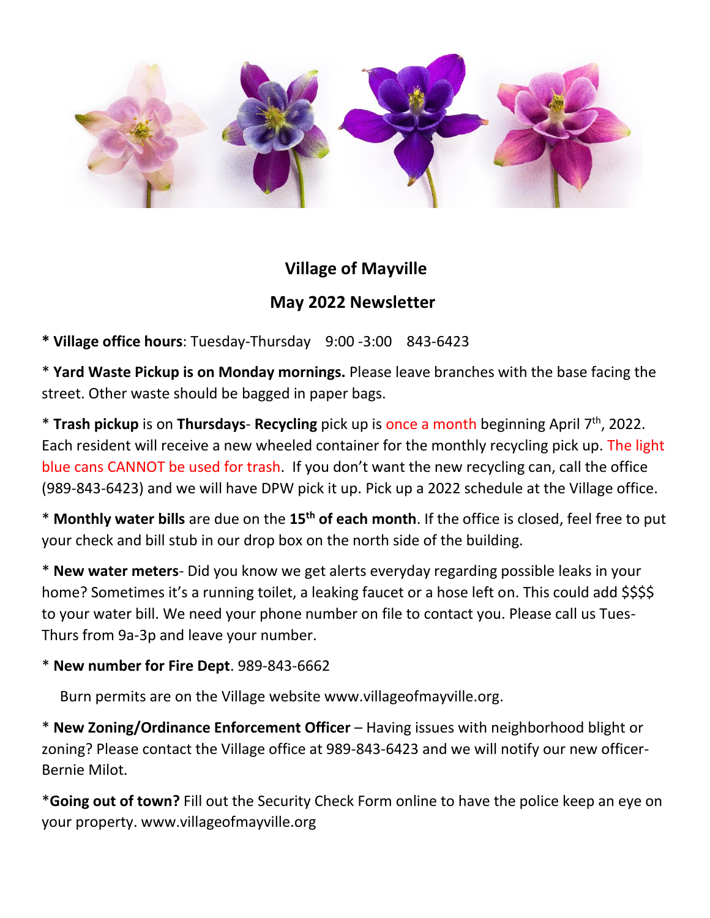# Village of Mayville

## May 2022 Newsletter

* **Village office hours**: Tuesday-Thursday 9:00 -3:00 843-6423

* **Yard Waste Pickup is on Monday mornings.** Please leave branches with the base facing the street. Other waste should be bagged in paper bags.

* **Trash pickup** is on **Thursdays**- **Recycling** pick up is once a month beginning April 7th, 2022. Each resident will receive a new wheeled container for the monthly recycling pick up. The light blue cans CANNOT be used for trash. If you don't want the new recycling can, call the office (989-843-6423) and we will have DPW pick it up. Pick up a 2022 schedule at the Village office.

* **Monthly water bills** are due on the **15th of each month**. If the office is closed, feel free to put your check and bill stub in our drop box on the north side of the building.

* **New water meters**- Did you know we get alerts everyday regarding possible leaks in your home? Sometimes it's a running toilet, a leaking faucet or a hose left on. This could add $$$$ to your water bill. We need your phone number on file to contact you. Please call us Tues-Thurs from 9a-3p and leave your number.

* **New number for Fire Dept**. 989-843-6662

  Burn permits are on the Village website www.villageofmayville.org.

* **New Zoning/Ordinance Enforcement Officer** – Having issues with neighborhood blight or zoning? Please contact the Village office at 989-843-6423 and we will notify our new officer- Bernie Milot.

***Going out of town?** Fill out the Security Check Form online to have the police keep an eye on your property. www.villageofmayville.org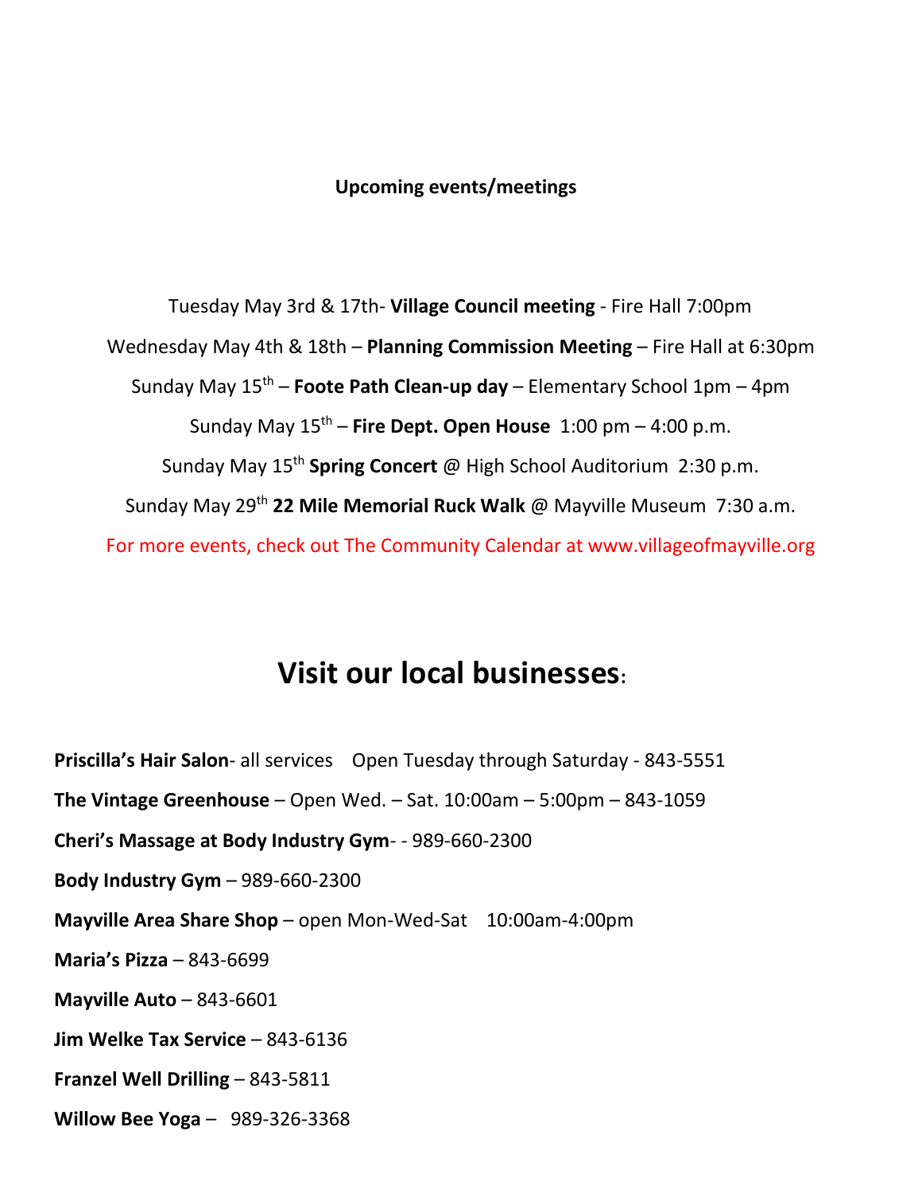**Upcoming events/meetings**

Tuesday May 3rd & 17th- **Village Council meeting** - Fire Hall 7:00pm

Wednesday May 4th & 18th – **Planning Commission Meeting** – Fire Hall at 6:30pm

Sunday May 15th – **Foote Path Clean-up day** – Elementary School 1pm – 4pm

Sunday May 15th – **Fire Dept. Open House** 1:00 pm – 4:00 p.m.

Sunday May 15th **Spring Concert** @ High School Auditorium 2:30 p.m.

Sunday May 29th **22 Mile Memorial Ruck Walk** @ Mayville Museum 7:30 a.m.

For more events, check out The Community Calendar at www.villageofmayville.org

# Visit our local businesses:

**Priscilla's Hair Salon**- all services Open Tuesday through Saturday - 843-5551

**The Vintage Greenhouse** – Open Wed. – Sat. 10:00am – 5:00pm – 843-1059

**Cheri's Massage at Body Industry Gym**- - 989-660-2300

**Body Industry Gym** – 989-660-2300

**Mayville Area Share Shop** – open Mon-Wed-Sat 10:00am-4:00pm

**Maria's Pizza** – 843-6699

**Mayville Auto** – 843-6601

**Jim Welke Tax Service** – 843-6136

**Franzel Well Drilling** – 843-5811

**Willow Bee Yoga** – 989-326-3368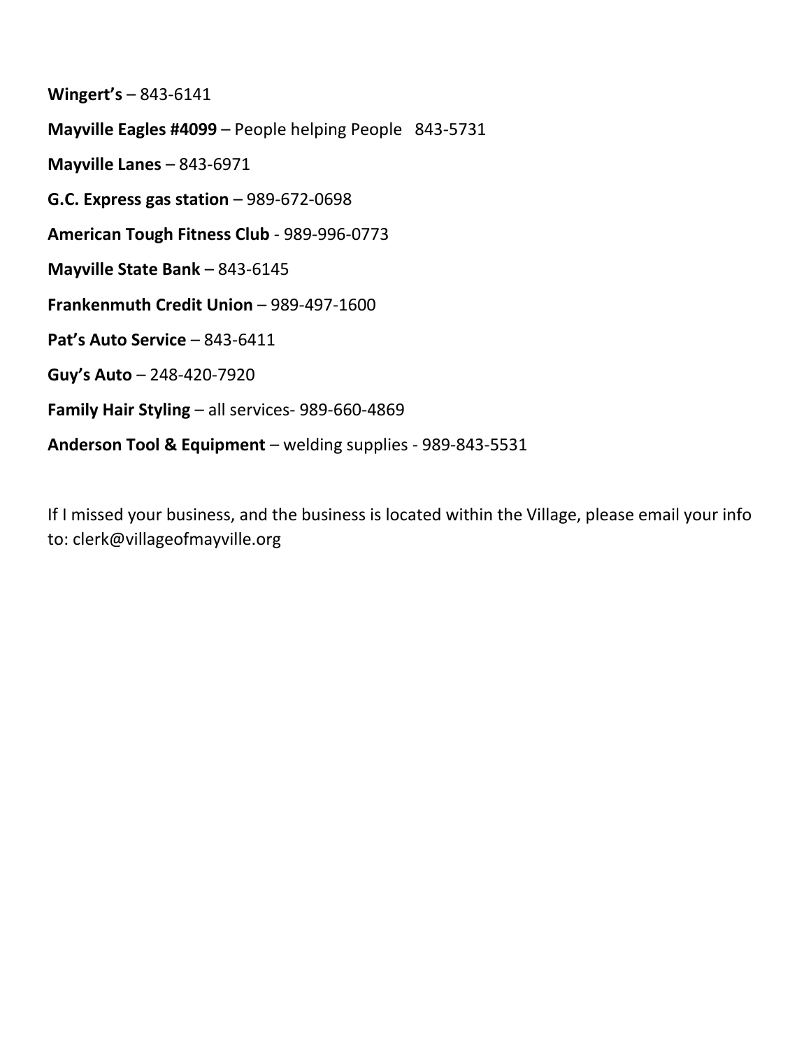**Wingert's** – 843-6141

**Mayville Eagles #4099** – People helping People   843-5731

**Mayville Lanes** – 843-6971

**G.C. Express gas station** – 989-672-0698

**American Tough Fitness Club** - 989-996-0773

**Mayville State Bank** – 843-6145

**Frankenmuth Credit Union** – 989-497-1600

**Pat's Auto Service** – 843-6411

**Guy's Auto** – 248-420-7920

**Family Hair Styling** – all services- 989-660-4869

**Anderson Tool & Equipment** – welding supplies - 989-843-5531

If I missed your business, and the business is located within the Village, please email your info to: clerk@villageofmayville.org